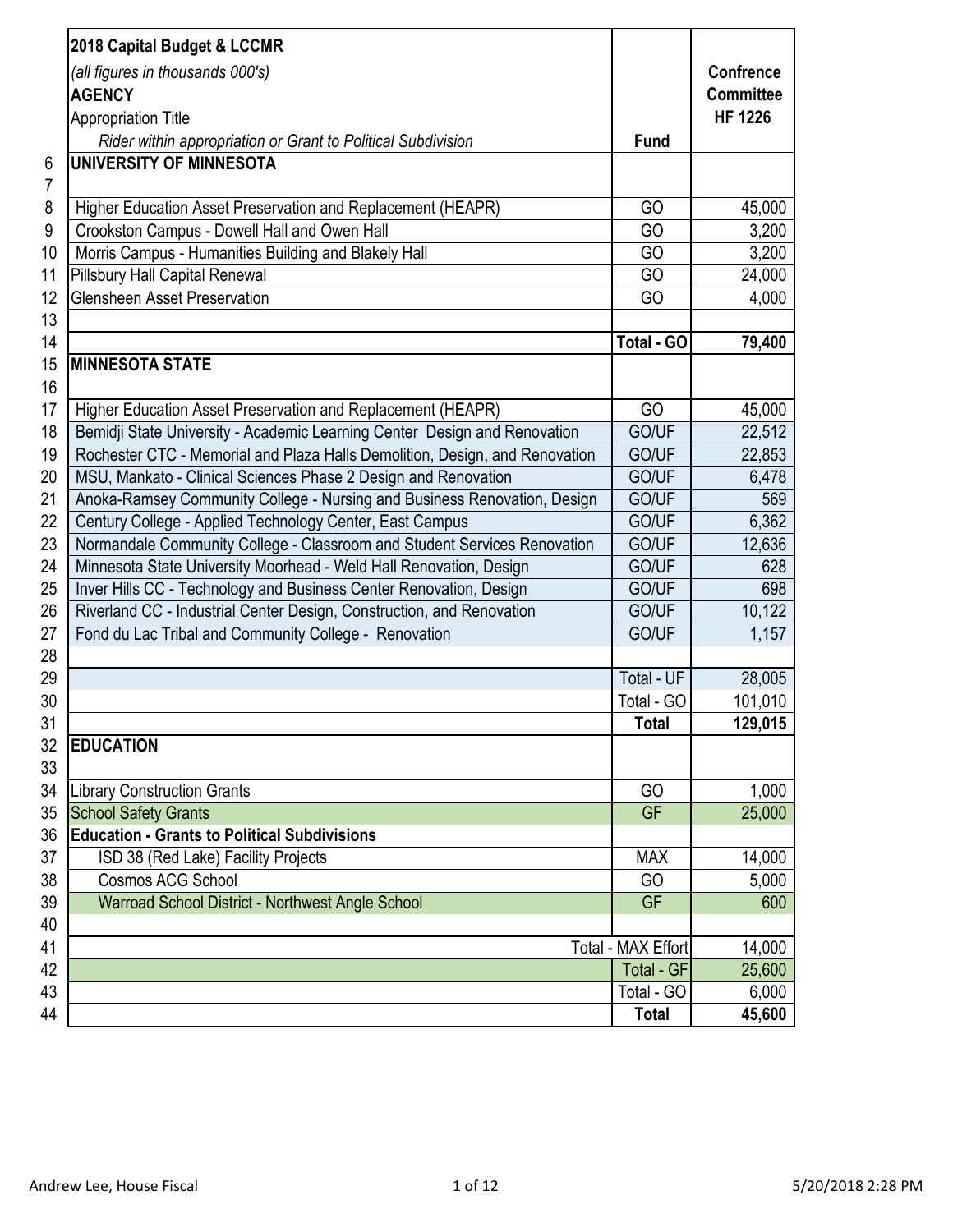| | 2018 Capital Budget & LCCMR<br>*(all figures in thousands 000's)*<br>**AGENCY**<br>Appropriation Title<br>*Rider within appropriation or Grant to Political Subdivision* | **Fund** | **Confrence Committee HF 1226** |
|---|---|---|---|
| 6 | **UNIVERSITY OF MINNESOTA** | | |
| 7 | | | |
| 8 | Higher Education Asset Preservation and Replacement (HEAPR) | GO | 45,000 |
| 9 | Crookston Campus - Dowell Hall and Owen Hall | GO | 3,200 |
| 10 | Morris Campus - Humanities Building and Blakely Hall | GO | 3,200 |
| 11 | Pillsbury Hall Capital Renewal | GO | 24,000 |
| 12 | Glensheen Asset Preservation | GO | 4,000 |
| 13 | | | |
| 14 | | **Total - GO** | **79,400** |
| 15 | **MINNESOTA STATE** | | |
| 16 | | | |
| 17 | Higher Education Asset Preservation and Replacement (HEAPR) | GO | 45,000 |
| 18 | Bemidji State University - Academic Learning Center Design and Renovation | GO/UF | 22,512 |
| 19 | Rochester CTC - Memorial and Plaza Halls Demolition, Design, and Renovation | GO/UF | 22,853 |
| 20 | MSU, Mankato - Clinical Sciences Phase 2 Design and Renovation | GO/UF | 6,478 |
| 21 | Anoka-Ramsey Community College - Nursing and Business Renovation, Design | GO/UF | 569 |
| 22 | Century College - Applied Technology Center, East Campus | GO/UF | 6,362 |
| 23 | Normandale Community College - Classroom and Student Services Renovation | GO/UF | 12,636 |
| 24 | Minnesota State University Moorhead - Weld Hall Renovation, Design | GO/UF | 628 |
| 25 | Inver Hills CC - Technology and Business Center Renovation, Design | GO/UF | 698 |
| 26 | Riverland CC - Industrial Center Design, Construction, and Renovation | GO/UF | 10,122 |
| 27 | Fond du Lac Tribal and Community College - Renovation | GO/UF | 1,157 |
| 28 | | | |
| 29 | | Total - UF | 28,005 |
| 30 | | Total - GO | 101,010 |
| 31 | | **Total** | **129,015** |
| 32 | **EDUCATION** | | |
| 33 | | | |
| 34 | Library Construction Grants | GO | 1,000 |
| 35 | School Safety Grants | GF | 25,000 |
| 36 | **Education - Grants to Political Subdivisions** | | |
| 37 | ISD 38 (Red Lake) Facility Projects | MAX | 14,000 |
| 38 | Cosmos ACG School | GO | 5,000 |
| 39 | Warroad School District - Northwest Angle School | GF | 600 |
| 40 | | | |
| 41 | | Total - MAX Effort | 14,000 |
| 42 | | Total - GF | 25,600 |
| 43 | | Total - GO | 6,000 |
| 44 | | **Total** | **45,600** |

Andrew Lee, House Fiscal

5/20/2018 2:28 PM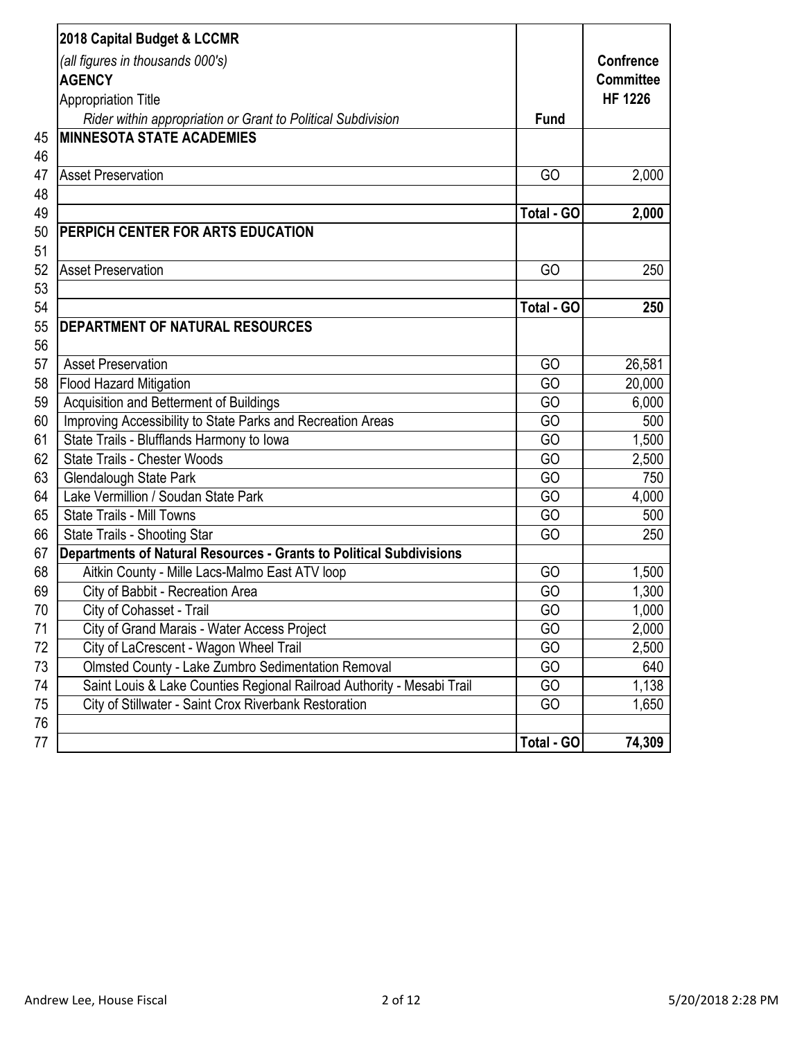| | 2018 Capital Budget & LCCMR<br>*(all figures in thousands 000's)*<br>**AGENCY**<br>Appropriation Title<br>*Rider within appropriation or Grant to Political Subdivision* | **Fund** | **Confrence Committee HF 1226** |
|---|---|---|---|
| 45 | **MINNESOTA STATE ACADEMIES** | | |
| 46 | | | |
| 47 | Asset Preservation | GO | 2,000 |
| 48 | | | |
| 49 | | **Total - GO** | **2,000** |
| 50 | **PERPICH CENTER FOR ARTS EDUCATION** | | |
| 51 | | | |
| 52 | Asset Preservation | GO | 250 |
| 53 | | | |
| 54 | | **Total - GO** | **250** |
| 55 | **DEPARTMENT OF NATURAL RESOURCES** | | |
| 56 | | | |
| 57 | Asset Preservation | GO | 26,581 |
| 58 | Flood Hazard Mitigation | GO | 20,000 |
| 59 | Acquisition and Betterment of Buildings | GO | 6,000 |
| 60 | Improving Accessibility to State Parks and Recreation Areas | GO | 500 |
| 61 | State Trails - Blufflands Harmony to Iowa | GO | 1,500 |
| 62 | State Trails - Chester Woods | GO | 2,500 |
| 63 | Glendalough State Park | GO | 750 |
| 64 | Lake Vermillion / Soudan State Park | GO | 4,000 |
| 65 | State Trails - Mill Towns | GO | 500 |
| 66 | State Trails - Shooting Star | GO | 250 |
| 67 | **Departments of Natural Resources - Grants to Political Subdivisions** | | |
| 68 | Aitkin County - Mille Lacs-Malmo East ATV loop | GO | 1,500 |
| 69 | City of Babbit - Recreation Area | GO | 1,300 |
| 70 | City of Cohasset - Trail | GO | 1,000 |
| 71 | City of Grand Marais - Water Access Project | GO | 2,000 |
| 72 | City of LaCrescent - Wagon Wheel Trail | GO | 2,500 |
| 73 | Olmsted County - Lake Zumbro Sedimentation Removal | GO | 640 |
| 74 | Saint Louis & Lake Counties Regional Railroad Authority - Mesabi Trail | GO | 1,138 |
| 75 | City of Stillwater - Saint Crox Riverbank Restoration | GO | 1,650 |
| 76 | | | |
| 77 | | **Total - GO** | **74,309** |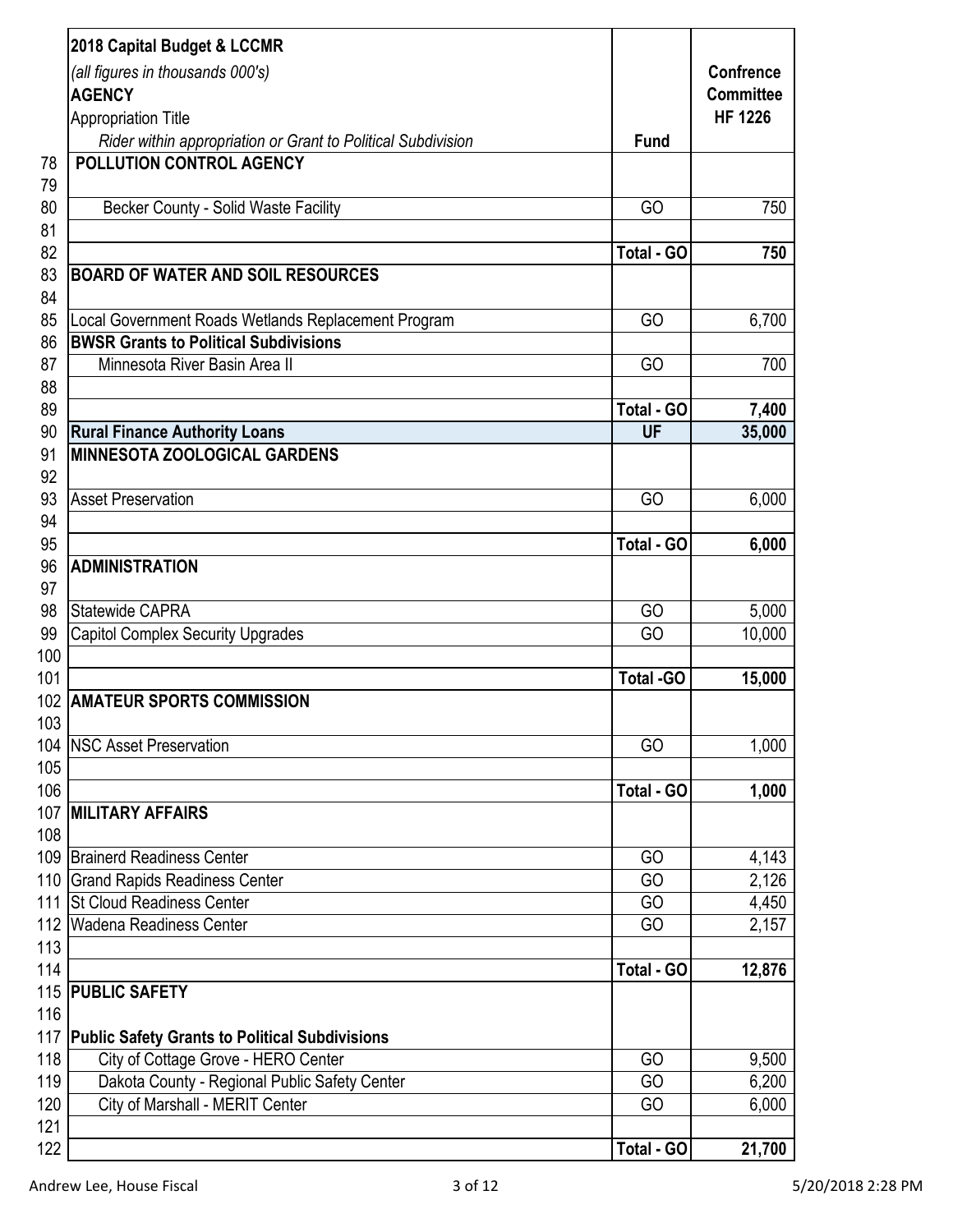| | 2018 Capital Budget & LCCMR<br>*(all figures in thousands 000's)*<br>**AGENCY**<br>Appropriation Title<br>*Rider within appropriation or Grant to Political Subdivision* | Fund | Confrence Committee HF 1226 |
|---|---|---|---|
| 78 | **POLLUTION CONTROL AGENCY** | | |
| 79 | | | |
| 80 | Becker County - Solid Waste Facility | GO | 750 |
| 81 | | | |
| 82 | | **Total - GO** | **750** |
| 83 | **BOARD OF WATER AND SOIL RESOURCES** | | |
| 84 | | | |
| 85 | Local Government Roads Wetlands Replacement Program | GO | 6,700 |
| 86 | **BWSR Grants to Political Subdivisions** | | |
| 87 | Minnesota River Basin Area II | GO | 700 |
| 88 | | | |
| 89 | | **Total - GO** | **7,400** |
| 90 | **Rural Finance Authority Loans** | **UF** | **35,000** |
| 91 | **MINNESOTA ZOOLOGICAL GARDENS** | | |
| 92 | | | |
| 93 | Asset Preservation | GO | 6,000 |
| 94 | | | |
| 95 | | **Total - GO** | **6,000** |
| 96 | **ADMINISTRATION** | | |
| 97 | | | |
| 98 | Statewide CAPRA | GO | 5,000 |
| 99 | Capitol Complex Security Upgrades | GO | 10,000 |
| 100 | | | |
| 101 | | **Total -GO** | **15,000** |
| 102 | **AMATEUR SPORTS COMMISSION** | | |
| 103 | | | |
| 104 | NSC Asset Preservation | GO | 1,000 |
| 105 | | | |
| 106 | | **Total - GO** | **1,000** |
| 107 | **MILITARY AFFAIRS** | | |
| 108 | | | |
| 109 | Brainerd Readiness Center | GO | 4,143 |
| 110 | Grand Rapids Readiness Center | GO | 2,126 |
| 111 | St Cloud Readiness Center | GO | 4,450 |
| 112 | Wadena Readiness Center | GO | 2,157 |
| 113 | | | |
| 114 | | **Total - GO** | **12,876** |
| 115 | **PUBLIC SAFETY** | | |
| 116 | | | |
| 117 | **Public Safety Grants to Political Subdivisions** | | |
| 118 | City of Cottage Grove - HERO Center | GO | 9,500 |
| 119 | Dakota County - Regional Public Safety Center | GO | 6,200 |
| 120 | City of Marshall - MERIT Center | GO | 6,000 |
| 121 | | | |
| 122 | | **Total - GO** | **21,700** |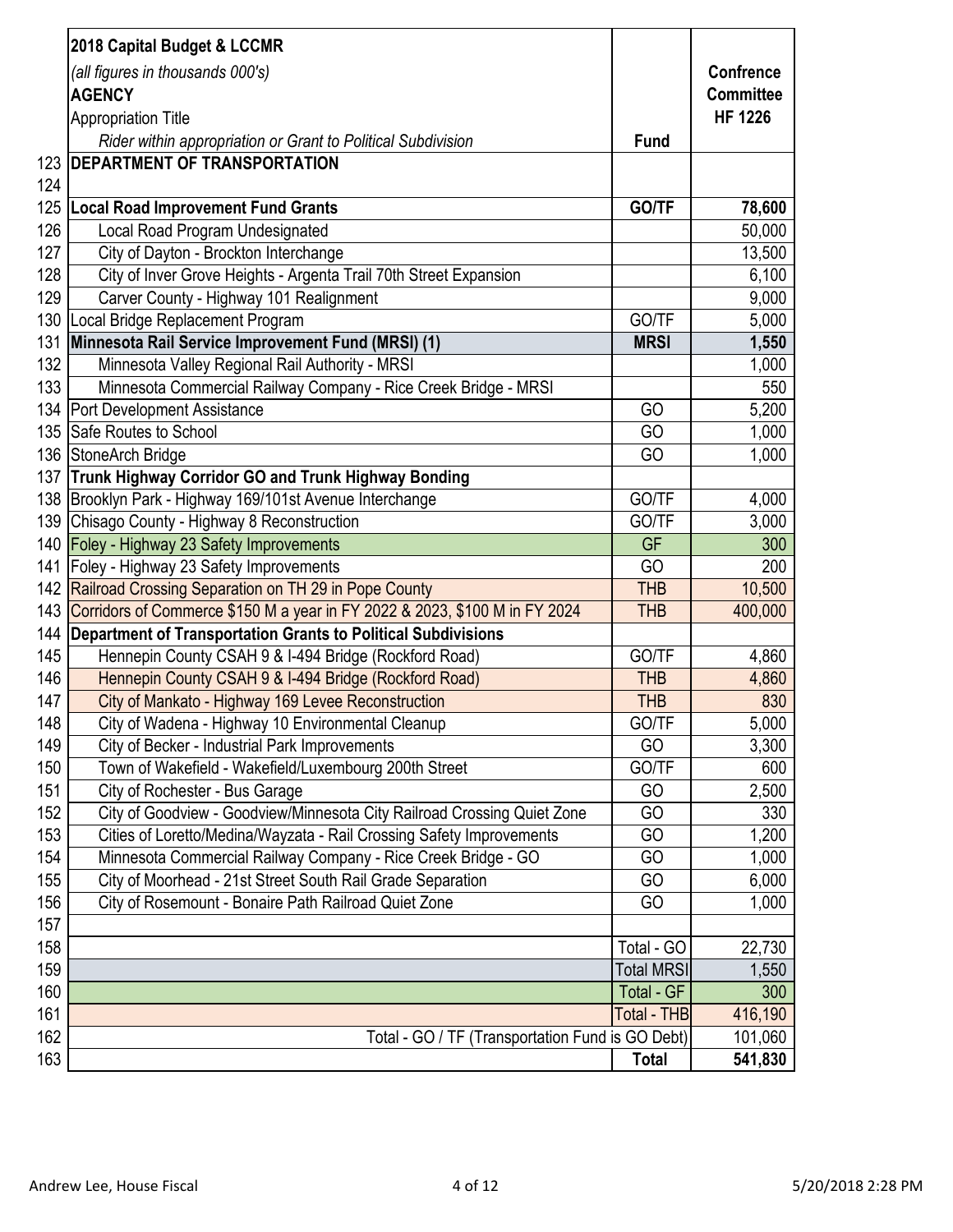| | 2018 Capital Budget & LCCMR<br>*(all figures in thousands 000's)*<br>**AGENCY**<br>Appropriation Title<br>*Rider within appropriation or Grant to Political Subdivision* | **Fund** | **Confrence Committee HF 1226** |
|---|---|---|---|
| 123 | **DEPARTMENT OF TRANSPORTATION** | | |
| 124 | | | |
| 125 | **Local Road Improvement Fund Grants** | **GO/TF** | **78,600** |
| 126 | Local Road Program Undesignated | | 50,000 |
| 127 | City of Dayton - Brockton Interchange | | 13,500 |
| 128 | City of Inver Grove Heights - Argenta Trail 70th Street Expansion | | 6,100 |
| 129 | Carver County - Highway 101 Realignment | | 9,000 |
| 130 | Local Bridge Replacement Program | GO/TF | 5,000 |
| 131 | **Minnesota Rail Service Improvement Fund (MRSI) (1)** | **MRSI** | **1,550** |
| 132 | Minnesota Valley Regional Rail Authority - MRSI | | 1,000 |
| 133 | Minnesota Commercial Railway Company - Rice Creek Bridge - MRSI | | 550 |
| 134 | Port Development Assistance | GO | 5,200 |
| 135 | Safe Routes to School | GO | 1,000 |
| 136 | StoneArch Bridge | GO | 1,000 |
| 137 | **Trunk Highway Corridor GO and Trunk Highway Bonding** | | |
| 138 | Brooklyn Park - Highway 169/101st Avenue Interchange | GO/TF | 4,000 |
| 139 | Chisago County - Highway 8 Reconstruction | GO/TF | 3,000 |
| 140 | Foley - Highway 23 Safety Improvements | GF | 300 |
| 141 | Foley - Highway 23 Safety Improvements | GO | 200 |
| 142 | Railroad Crossing Separation on TH 29 in Pope County | THB | 10,500 |
| 143 | Corridors of Commerce $150 M a year in FY 2022 & 2023, $100 M in FY 2024 | THB | 400,000 |
| 144 | **Department of Transportation Grants to Political Subdivisions** | | |
| 145 | Hennepin County CSAH 9 & I-494 Bridge (Rockford Road) | GO/TF | 4,860 |
| 146 | Hennepin County CSAH 9 & I-494 Bridge (Rockford Road) | THB | 4,860 |
| 147 | City of Mankato - Highway 169 Levee Reconstruction | THB | 830 |
| 148 | City of Wadena - Highway 10 Environmental Cleanup | GO/TF | 5,000 |
| 149 | City of Becker - Industrial Park Improvements | GO | 3,300 |
| 150 | Town of Wakefield - Wakefield/Luxembourg 200th Street | GO/TF | 600 |
| 151 | City of Rochester - Bus Garage | GO | 2,500 |
| 152 | City of Goodview - Goodview/Minnesota City Railroad Crossing Quiet Zone | GO | 330 |
| 153 | Cities of Loretto/Medina/Wayzata - Rail Crossing Safety Improvements | GO | 1,200 |
| 154 | Minnesota Commercial Railway Company - Rice Creek Bridge - GO | GO | 1,000 |
| 155 | City of Moorhead - 21st Street South Rail Grade Separation | GO | 6,000 |
| 156 | City of Rosemount - Bonaire Path Railroad Quiet Zone | GO | 1,000 |
| 157 | | | |
| 158 | | Total - GO | 22,730 |
| 159 | | Total MRSI | 1,550 |
| 160 | | Total - GF | 300 |
| 161 | | Total - THB | 416,190 |
| 162 | Total - GO / TF (Transportation Fund is GO Debt) | | 101,060 |
| 163 | | **Total** | **541,830** |

Andrew Lee, House Fiscal

5/20/2018 2:28 PM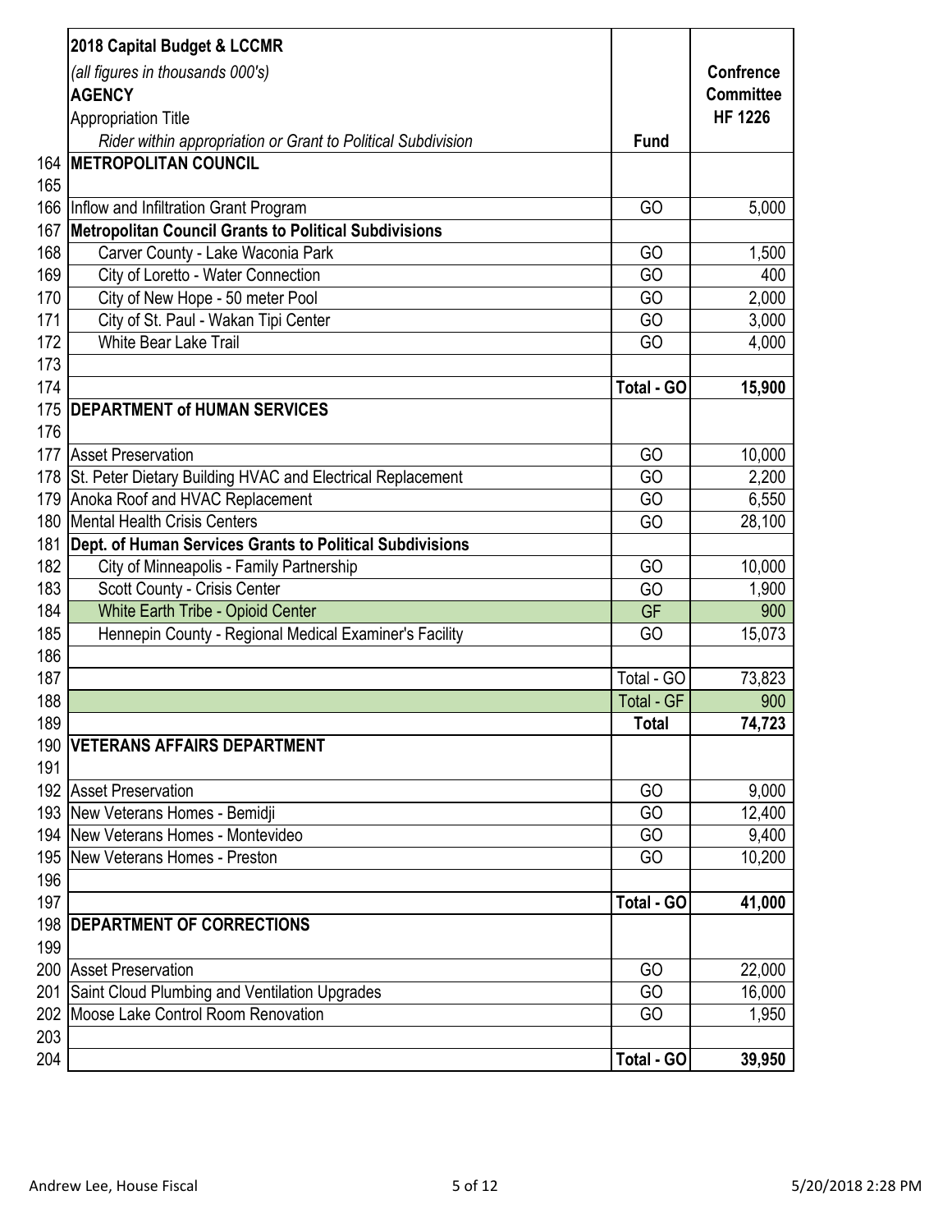| | 2018 Capital Budget & LCCMR<br>*(all figures in thousands 000's)*<br>**AGENCY**<br>Appropriation Title<br>*Rider within appropriation or Grant to Political Subdivision* | **Fund** | **Confrence Committee HF 1226** |
|---|---|---|---|
| 164 | **METROPOLITAN COUNCIL** | | |
| 165 | | | |
| 166 | Inflow and Infiltration Grant Program | GO | 5,000 |
| 167 | **Metropolitan Council Grants to Political Subdivisions** | | |
| 168 | Carver County - Lake Waconia Park | GO | 1,500 |
| 169 | City of Loretto - Water Connection | GO | 400 |
| 170 | City of New Hope - 50 meter Pool | GO | 2,000 |
| 171 | City of St. Paul - Wakan Tipi Center | GO | 3,000 |
| 172 | White Bear Lake Trail | GO | 4,000 |
| 173 | | | |
| 174 | | **Total - GO** | **15,900** |
| 175 | **DEPARTMENT of HUMAN SERVICES** | | |
| 176 | | | |
| 177 | Asset Preservation | GO | 10,000 |
| 178 | St. Peter Dietary Building HVAC and Electrical Replacement | GO | 2,200 |
| 179 | Anoka Roof and HVAC Replacement | GO | 6,550 |
| 180 | Mental Health Crisis Centers | GO | 28,100 |
| 181 | **Dept. of Human Services Grants to Political Subdivisions** | | |
| 182 | City of Minneapolis - Family Partnership | GO | 10,000 |
| 183 | Scott County - Crisis Center | GO | 1,900 |
| 184 | White Earth Tribe - Opioid Center | GF | 900 |
| 185 | Hennepin County - Regional Medical Examiner's Facility | GO | 15,073 |
| 186 | | | |
| 187 | | Total - GO | 73,823 |
| 188 | | Total - GF | 900 |
| 189 | | **Total** | **74,723** |
| 190 | **VETERANS AFFAIRS DEPARTMENT** | | |
| 191 | | | |
| 192 | Asset Preservation | GO | 9,000 |
| 193 | New Veterans Homes - Bemidji | GO | 12,400 |
| 194 | New Veterans Homes - Montevideo | GO | 9,400 |
| 195 | New Veterans Homes - Preston | GO | 10,200 |
| 196 | | | |
| 197 | | **Total - GO** | **41,000** |
| 198 | **DEPARTMENT OF CORRECTIONS** | | |
| 199 | | | |
| 200 | Asset Preservation | GO | 22,000 |
| 201 | Saint Cloud Plumbing and Ventilation Upgrades | GO | 16,000 |
| 202 | Moose Lake Control Room Renovation | GO | 1,950 |
| 203 | | | |
| 204 | | **Total - GO** | **39,950** |

Andrew Lee, House Fiscal 5/20/2018 2:28 PM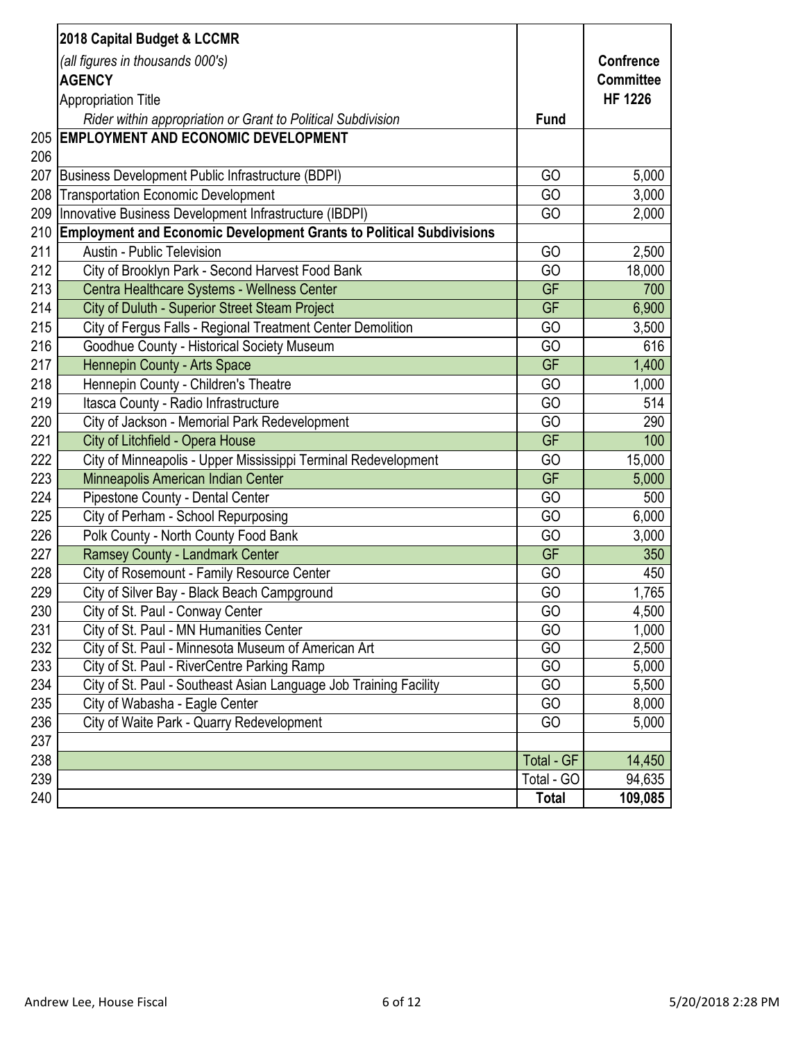| | 2018 Capital Budget & LCCMR<br>*(all figures in thousands 000's)*<br>**AGENCY**<br>Appropriation Title<br>*Rider within appropriation or Grant to Political Subdivision* | **Fund** | **Confrence Committee HF 1226** |
|---|---|---|---|
| 205 | **EMPLOYMENT AND ECONOMIC DEVELOPMENT** | | |
| 206 | | | |
| 207 | Business Development Public Infrastructure (BDPI) | GO | 5,000 |
| 208 | Transportation Economic Development | GO | 3,000 |
| 209 | Innovative Business Development Infrastructure (IBDPI) | GO | 2,000 |
| 210 | **Employment and Economic Development Grants to Political Subdivisions** | | |
| 211 | Austin - Public Television | GO | 2,500 |
| 212 | City of Brooklyn Park - Second Harvest Food Bank | GO | 18,000 |
| 213 | Centra Healthcare Systems - Wellness Center | GF | 700 |
| 214 | City of Duluth - Superior Street Steam Project | GF | 6,900 |
| 215 | City of Fergus Falls - Regional Treatment Center Demolition | GO | 3,500 |
| 216 | Goodhue County - Historical Society Museum | GO | 616 |
| 217 | Hennepin County - Arts Space | GF | 1,400 |
| 218 | Hennepin County - Children's Theatre | GO | 1,000 |
| 219 | Itasca County - Radio Infrastructure | GO | 514 |
| 220 | City of Jackson - Memorial Park Redevelopment | GO | 290 |
| 221 | City of Litchfield - Opera House | GF | 100 |
| 222 | City of Minneapolis - Upper Mississippi Terminal Redevelopment | GO | 15,000 |
| 223 | Minneapolis American Indian Center | GF | 5,000 |
| 224 | Pipestone County - Dental Center | GO | 500 |
| 225 | City of Perham - School Repurposing | GO | 6,000 |
| 226 | Polk County - North County Food Bank | GO | 3,000 |
| 227 | Ramsey County - Landmark Center | GF | 350 |
| 228 | City of Rosemount - Family Resource Center | GO | 450 |
| 229 | City of Silver Bay - Black Beach Campground | GO | 1,765 |
| 230 | City of St. Paul - Conway Center | GO | 4,500 |
| 231 | City of St. Paul - MN Humanities Center | GO | 1,000 |
| 232 | City of St. Paul - Minnesota Museum of American Art | GO | 2,500 |
| 233 | City of St. Paul - RiverCentre Parking Ramp | GO | 5,000 |
| 234 | City of St. Paul - Southeast Asian Language Job Training Facility | GO | 5,500 |
| 235 | City of Wabasha - Eagle Center | GO | 8,000 |
| 236 | City of Waite Park - Quarry Redevelopment | GO | 5,000 |
| 237 | | | |
| 238 | | Total - GF | 14,450 |
| 239 | | Total - GO | 94,635 |
| 240 | | **Total** | **109,085** |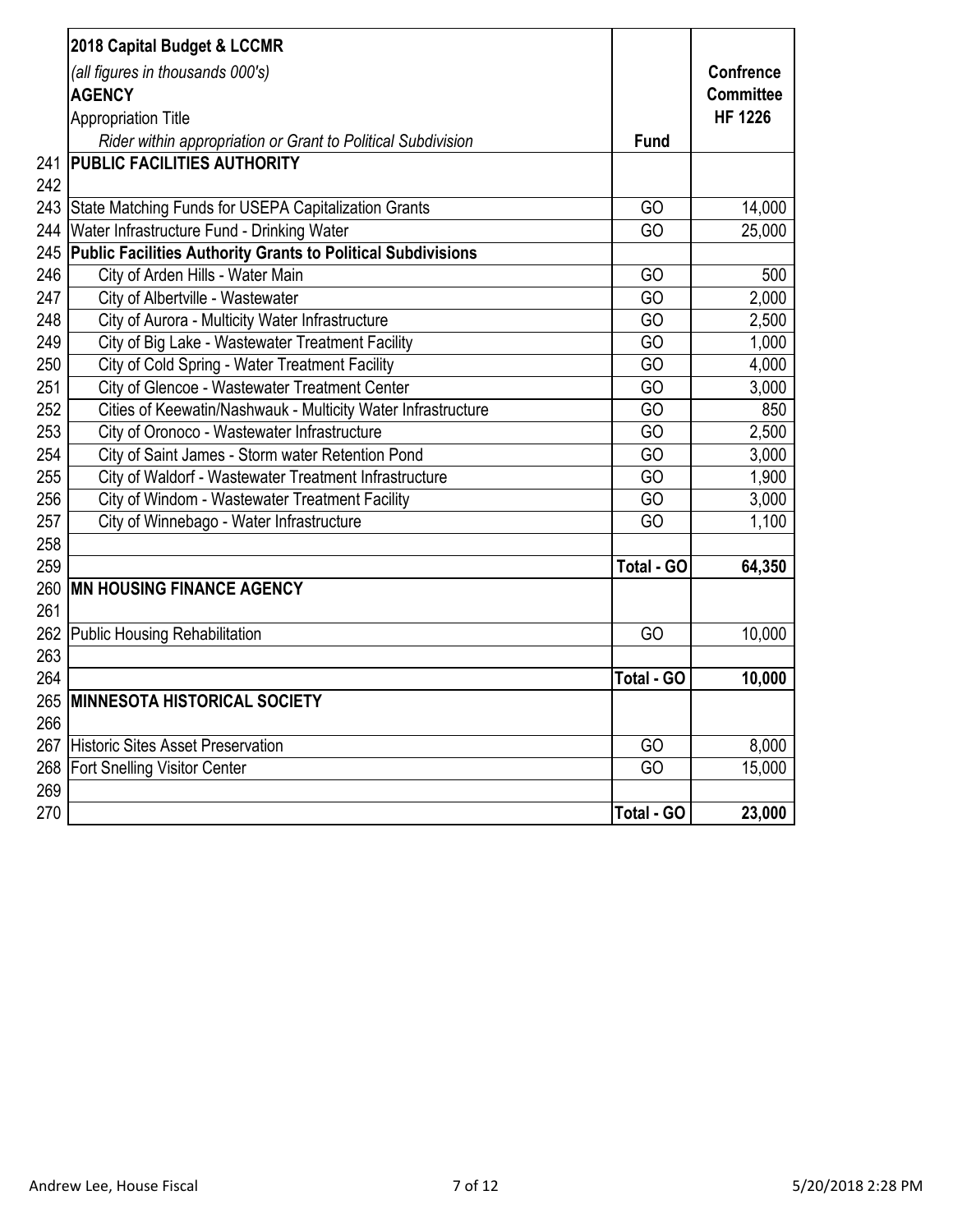| | 2018 Capital Budget & LCCMR<br>*(all figures in thousands 000's)*<br>**AGENCY**<br>Appropriation Title<br>*Rider within appropriation or Grant to Political Subdivision* | **Fund** | **Confrence Committee HF 1226** |
|---|---|---|---|
| 241 | **PUBLIC FACILITIES AUTHORITY** | | |
| 242 | | | |
| 243 | State Matching Funds for USEPA Capitalization Grants | GO | 14,000 |
| 244 | Water Infrastructure Fund - Drinking Water | GO | 25,000 |
| 245 | **Public Facilities Authority Grants to Political Subdivisions** | | |
| 246 | City of Arden Hills - Water Main | GO | 500 |
| 247 | City of Albertville - Wastewater | GO | 2,000 |
| 248 | City of Aurora - Multicity Water Infrastructure | GO | 2,500 |
| 249 | City of Big Lake - Wastewater Treatment Facility | GO | 1,000 |
| 250 | City of Cold Spring - Water Treatment Facility | GO | 4,000 |
| 251 | City of Glencoe - Wastewater Treatment Center | GO | 3,000 |
| 252 | Cities of Keewatin/Nashwauk - Multicity Water Infrastructure | GO | 850 |
| 253 | City of Oronoco - Wastewater Infrastructure | GO | 2,500 |
| 254 | City of Saint James - Storm water Retention Pond | GO | 3,000 |
| 255 | City of Waldorf - Wastewater Treatment Infrastructure | GO | 1,900 |
| 256 | City of Windom - Wastewater Treatment Facility | GO | 3,000 |
| 257 | City of Winnebago - Water Infrastructure | GO | 1,100 |
| 258 | | | |
| 259 | | **Total - GO** | **64,350** |
| 260 | **MN HOUSING FINANCE AGENCY** | | |
| 261 | | | |
| 262 | Public Housing Rehabilitation | GO | 10,000 |
| 263 | | | |
| 264 | | **Total - GO** | **10,000** |
| 265 | **MINNESOTA HISTORICAL SOCIETY** | | |
| 266 | | | |
| 267 | Historic Sites Asset Preservation | GO | 8,000 |
| 268 | Fort Snelling Visitor Center | GO | 15,000 |
| 269 | | | |
| 270 | | **Total - GO** | **23,000** |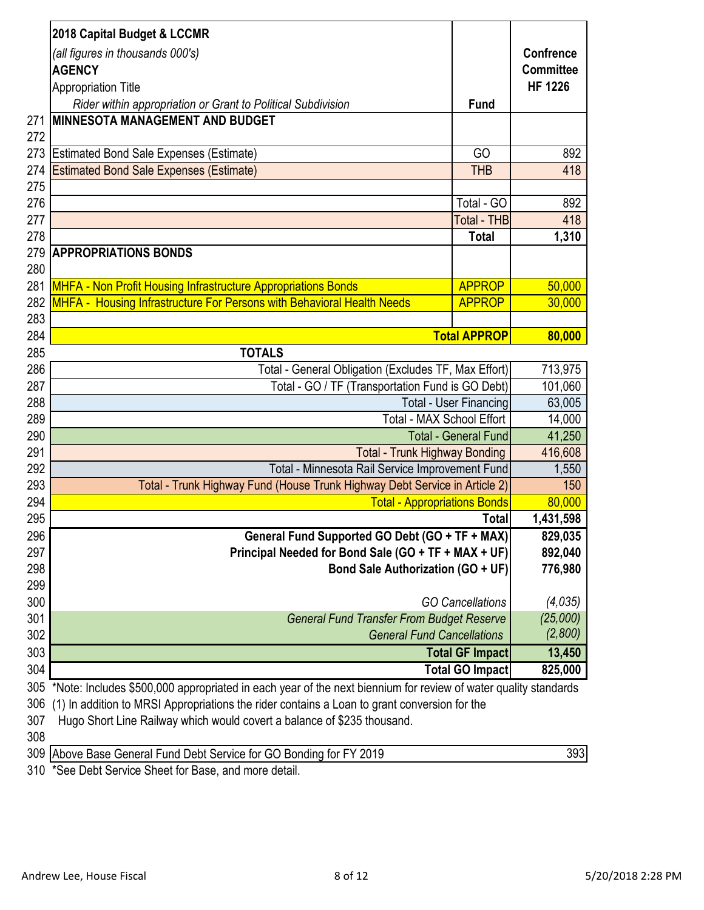| | 2018 Capital Budget & LCCMR<br>*(all figures in thousands 000's)*<br>**AGENCY**<br>Appropriation Title<br>*Rider within appropriation or Grant to Political Subdivision* | **Fund** | **Confrence Committee HF 1226** |
|---|---|---|---|
| 271 | **MINNESOTA MANAGEMENT AND BUDGET** | | |
| 272 | | | |
| 273 | Estimated Bond Sale Expenses (Estimate) | GO | 892 |
| 274 | Estimated Bond Sale Expenses (Estimate) | THB | 418 |
| 275 | | | |
| 276 | | Total - GO | 892 |
| 277 | | Total - THB | 418 |
| 278 | | **Total** | **1,310** |
| 279 | **APPROPRIATIONS BONDS** | | |
| 280 | | | |
| 281 | MHFA - Non Profit Housing Infrastructure Appropriations Bonds | APPROP | 50,000 |
| 282 | MHFA - Housing Infrastructure For Persons with Behavioral Health Needs | APPROP | 30,000 |
| 283 | | | |
| 284 | | **Total APPROP** | **80,000** |
| 285 | **TOTALS** | | |
| 286 | Total - General Obligation (Excludes TF, Max Effort) | | 713,975 |
| 287 | Total - GO / TF (Transportation Fund is GO Debt) | | 101,060 |
| 288 | Total - User Financing | | 63,005 |
| 289 | Total - MAX School Effort | | 14,000 |
| 290 | Total - General Fund | | 41,250 |
| 291 | Total - Trunk Highway Bonding | | 416,608 |
| 292 | Total - Minnesota Rail Service Improvement Fund | | 1,550 |
| 293 | Total - Trunk Highway Fund (House Trunk Highway Debt Service in Article 2) | | 150 |
| 294 | Total - Appropriations Bonds | | 80,000 |
| 295 | **Total** | | **1,431,598** |
| 296 | **General Fund Supported GO Debt (GO + TF + MAX)** | | **829,035** |
| 297 | **Principal Needed for Bond Sale (GO + TF + MAX + UF)** | | **892,040** |
| 298 | **Bond Sale Authorization (GO + UF)** | | **776,980** |
| 299 | | | |
| 300 | *GO Cancellations* | | *(4,035)* |
| 301 | *General Fund Transfer From Budget Reserve* | | *(25,000)* |
| 302 | *General Fund Cancellations* | | *(2,800)* |
| 303 | **Total GF Impact** | | **13,450** |
| 304 | **Total GO Impact** | | **825,000** |

305 *Note: Includes $500,000 appropriated in each year of the next biennium for review of water quality standards

306 (1) In addition to MRSI Appropriations the rider contains a Loan to grant conversion for the

307 Hugo Short Line Railway which would covert a balance of $235 thousand.

308

| 309 | Above Base General Fund Debt Service for GO Bonding for FY 2019 | 393 |
|---|---|---|

310 *See Debt Service Sheet for Base, and more detail.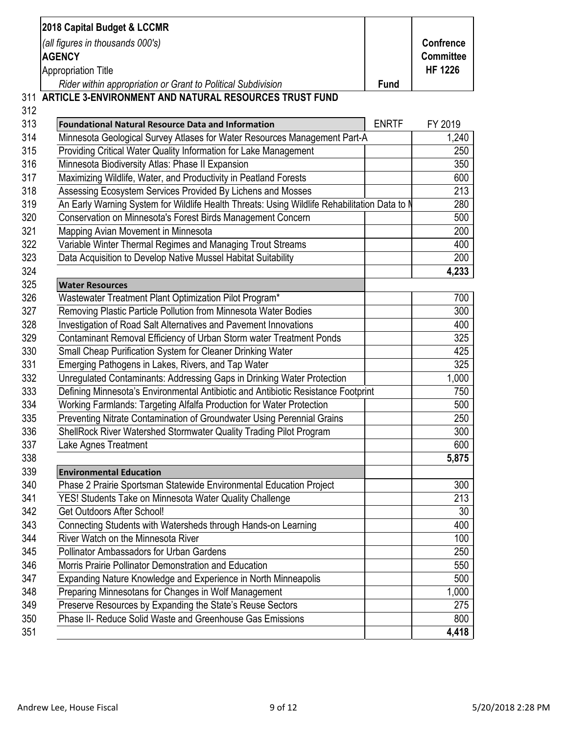| | 2018 Capital Budget & LCCMR<br>*(all figures in thousands 000's)*<br>**AGENCY**<br>Appropriation Title<br>*Rider within appropriation or Grant to Political Subdivision* | **Fund** | **Confrence Committee HF 1226** |
|---|---|---|---|
| 311 | **ARTICLE 3-ENVIRONMENT AND NATURAL RESOURCES TRUST FUND** | | |
| 312 | | | |
| 313 | **Foundational Natural Resource Data and Information** | ENRTF | FY 2019 |
| 314 | Minnesota Geological Survey Atlases for Water Resources Management Part-A | | 1,240 |
| 315 | Providing Critical Water Quality Information for Lake Management | | 250 |
| 316 | Minnesota Biodiversity Atlas: Phase II Expansion | | 350 |
| 317 | Maximizing Wildlife, Water, and Productivity in Peatland Forests | | 600 |
| 318 | Assessing Ecosystem Services Provided By Lichens and Mosses | | 213 |
| 319 | An Early Warning System for Wildlife Health Threats: Using Wildlife Rehabilitation Data to M | | 280 |
| 320 | Conservation on Minnesota's Forest Birds Management Concern | | 500 |
| 321 | Mapping Avian Movement in Minnesota | | 200 |
| 322 | Variable Winter Thermal Regimes and Managing Trout Streams | | 400 |
| 323 | Data Acquisition to Develop Native Mussel Habitat Suitability | | 200 |
| 324 | | | **4,233** |
| 325 | **Water Resources** | | |
| 326 | Wastewater Treatment Plant Optimization Pilot Program* | | 700 |
| 327 | Removing Plastic Particle Pollution from Minnesota Water Bodies | | 300 |
| 328 | Investigation of Road Salt Alternatives and Pavement Innovations | | 400 |
| 329 | Contaminant Removal Efficiency of Urban Storm water Treatment Ponds | | 325 |
| 330 | Small Cheap Purification System for Cleaner Drinking Water | | 425 |
| 331 | Emerging Pathogens in Lakes, Rivers, and Tap Water | | 325 |
| 332 | Unregulated Contaminants: Addressing Gaps in Drinking Water Protection | | 1,000 |
| 333 | Defining Minnesota's Environmental Antibiotic and Antibiotic Resistance Footprint | | 750 |
| 334 | Working Farmlands: Targeting Alfalfa Production for Water Protection | | 500 |
| 335 | Preventing Nitrate Contamination of Groundwater Using Perennial Grains | | 250 |
| 336 | ShellRock River Watershed Stormwater Quality Trading Pilot Program | | 300 |
| 337 | Lake Agnes Treatment | | 600 |
| 338 | | | **5,875** |
| 339 | **Environmental Education** | | |
| 340 | Phase 2 Prairie Sportsman Statewide Environmental Education Project | | 300 |
| 341 | YES! Students Take on Minnesota Water Quality Challenge | | 213 |
| 342 | Get Outdoors After School! | | 30 |
| 343 | Connecting Students with Watersheds through Hands-on Learning | | 400 |
| 344 | River Watch on the Minnesota River | | 100 |
| 345 | Pollinator Ambassadors for Urban Gardens | | 250 |
| 346 | Morris Prairie Pollinator Demonstration and Education | | 550 |
| 347 | Expanding Nature Knowledge and Experience in North Minneapolis | | 500 |
| 348 | Preparing Minnesotans for Changes in Wolf Management | | 1,000 |
| 349 | Preserve Resources by Expanding the State's Reuse Sectors | | 275 |
| 350 | Phase II- Reduce Solid Waste and Greenhouse Gas Emissions | | 800 |
| 351 | | | **4,418** |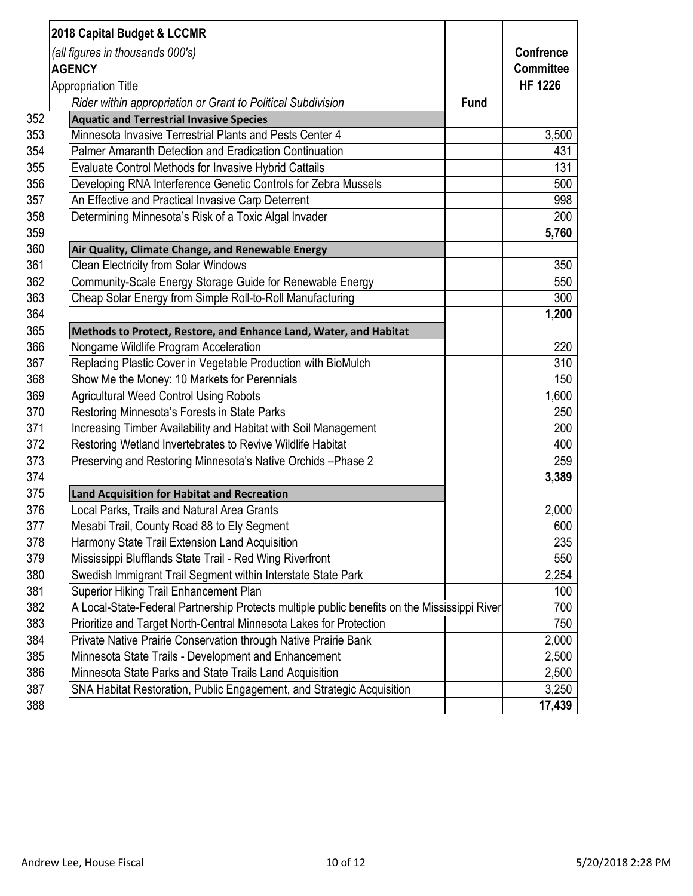| | 2018 Capital Budget & LCCMR<br>*(all figures in thousands 000's)*<br>**AGENCY**<br>Appropriation Title<br>*Rider within appropriation or Grant to Political Subdivision* | Fund | Confrence Committee HF 1226 |
|---|---|---|---|
| 352 | **Aquatic and Terrestrial Invasive Species** | | |
| 353 | Minnesota Invasive Terrestrial Plants and Pests Center 4 | | 3,500 |
| 354 | Palmer Amaranth Detection and Eradication Continuation | | 431 |
| 355 | Evaluate Control Methods for Invasive Hybrid Cattails | | 131 |
| 356 | Developing RNA Interference Genetic Controls for Zebra Mussels | | 500 |
| 357 | An Effective and Practical Invasive Carp Deterrent | | 998 |
| 358 | Determining Minnesota's Risk of a Toxic Algal Invader | | 200 |
| 359 | | | **5,760** |
| 360 | **Air Quality, Climate Change, and Renewable Energy** | | |
| 361 | Clean Electricity from Solar Windows | | 350 |
| 362 | Community-Scale Energy Storage Guide for Renewable Energy | | 550 |
| 363 | Cheap Solar Energy from Simple Roll-to-Roll Manufacturing | | 300 |
| 364 | | | **1,200** |
| 365 | **Methods to Protect, Restore, and Enhance Land, Water, and Habitat** | | |
| 366 | Nongame Wildlife Program Acceleration | | 220 |
| 367 | Replacing Plastic Cover in Vegetable Production with BioMulch | | 310 |
| 368 | Show Me the Money: 10 Markets for Perennials | | 150 |
| 369 | Agricultural Weed Control Using Robots | | 1,600 |
| 370 | Restoring Minnesota's Forests in State Parks | | 250 |
| 371 | Increasing Timber Availability and Habitat with Soil Management | | 200 |
| 372 | Restoring Wetland Invertebrates to Revive Wildlife Habitat | | 400 |
| 373 | Preserving and Restoring Minnesota's Native Orchids –Phase 2 | | 259 |
| 374 | | | **3,389** |
| 375 | **Land Acquisition for Habitat and Recreation** | | |
| 376 | Local Parks, Trails and Natural Area Grants | | 2,000 |
| 377 | Mesabi Trail, County Road 88 to Ely Segment | | 600 |
| 378 | Harmony State Trail Extension Land Acquisition | | 235 |
| 379 | Mississippi Blufflands State Trail - Red Wing Riverfront | | 550 |
| 380 | Swedish Immigrant Trail Segment within Interstate State Park | | 2,254 |
| 381 | Superior Hiking Trail Enhancement Plan | | 100 |
| 382 | A Local-State-Federal Partnership Protects multiple public benefits on the Mississippi River | | 700 |
| 383 | Prioritize and Target North-Central Minnesota Lakes for Protection | | 750 |
| 384 | Private Native Prairie Conservation through Native Prairie Bank | | 2,000 |
| 385 | Minnesota State Trails - Development and Enhancement | | 2,500 |
| 386 | Minnesota State Parks and State Trails Land Acquisition | | 2,500 |
| 387 | SNA Habitat Restoration, Public Engagement, and Strategic Acquisition | | 3,250 |
| 388 | | | **17,439** |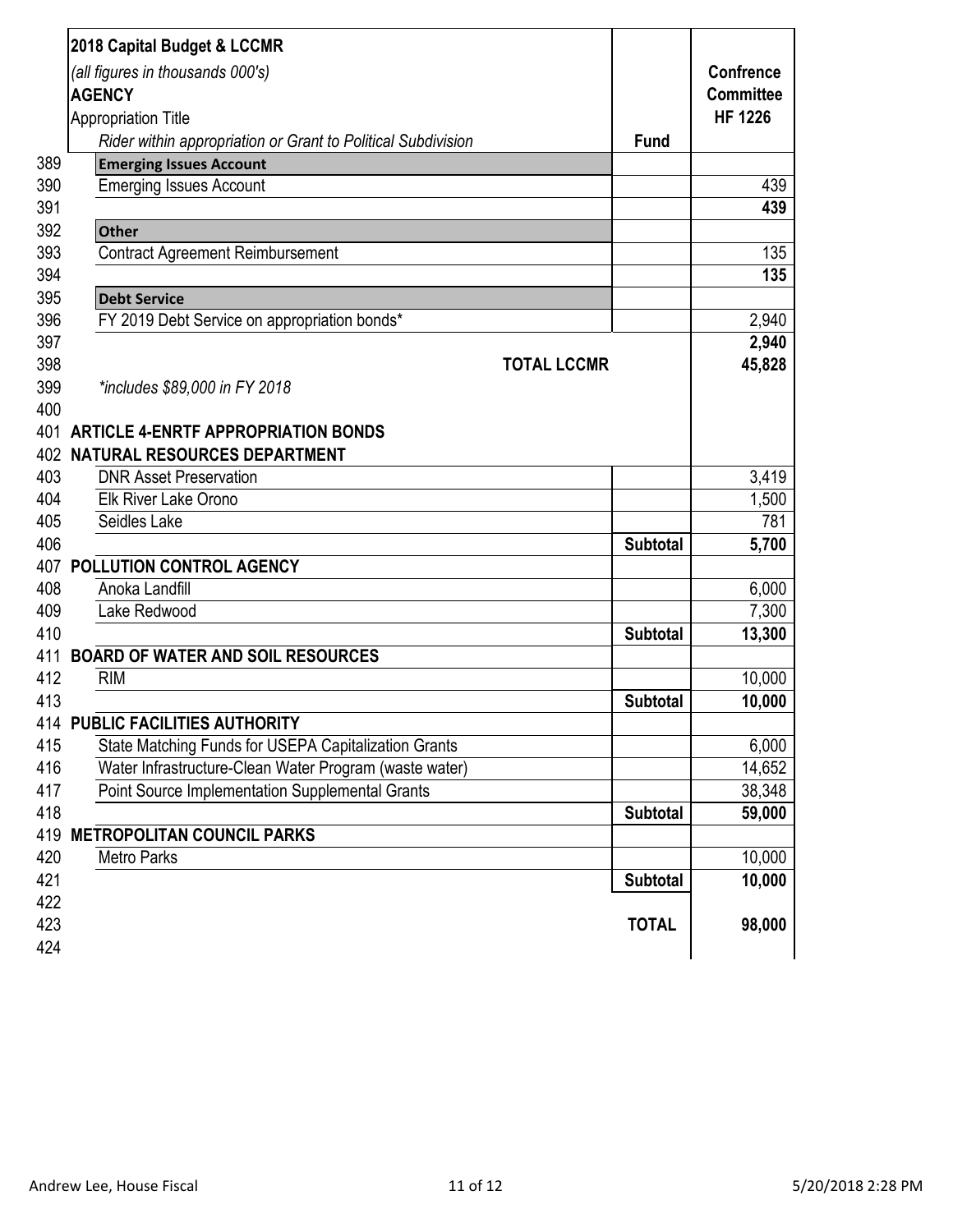| | 2018 Capital Budget & LCCMR<br>*(all figures in thousands 000's)*<br>**AGENCY**<br>Appropriation Title<br>*Rider within appropriation or Grant to Political Subdivision* | Fund | Confrence Committee HF 1226 |
|---|---|---|---|
| 389 | **Emerging Issues Account** | | |
| 390 | Emerging Issues Account | | 439 |
| 391 | | | **439** |
| 392 | **Other** | | |
| 393 | Contract Agreement Reimbursement | | 135 |
| 394 | | | **135** |
| 395 | **Debt Service** | | |
| 396 | FY 2019 Debt Service on appropriation bonds* | | 2,940 |
| 397 | | | **2,940** |
| 398 | **TOTAL LCCMR** | | **45,828** |
| 399 | *\*includes $89,000 in FY 2018* | | |
| 400 | | | |
| 401 | **ARTICLE 4-ENRTF APPROPRIATION BONDS** | | |
| 402 | **NATURAL RESOURCES DEPARTMENT** | | |
| 403 | DNR Asset Preservation | | 3,419 |
| 404 | Elk River Lake Orono | | 1,500 |
| 405 | Seidles Lake | | 781 |
| 406 | | **Subtotal** | **5,700** |
| 407 | **POLLUTION CONTROL AGENCY** | | |
| 408 | Anoka Landfill | | 6,000 |
| 409 | Lake Redwood | | 7,300 |
| 410 | | **Subtotal** | **13,300** |
| 411 | **BOARD OF WATER AND SOIL RESOURCES** | | |
| 412 | RIM | | 10,000 |
| 413 | | **Subtotal** | **10,000** |
| 414 | **PUBLIC FACILITIES AUTHORITY** | | |
| 415 | State Matching Funds for USEPA Capitalization Grants | | 6,000 |
| 416 | Water Infrastructure-Clean Water Program (waste water) | | 14,652 |
| 417 | Point Source Implementation Supplemental Grants | | 38,348 |
| 418 | | **Subtotal** | **59,000** |
| 419 | **METROPOLITAN COUNCIL PARKS** | | |
| 420 | Metro Parks | | 10,000 |
| 421 | | **Subtotal** | **10,000** |
| 422 | | | |
| 423 | | **TOTAL** | **98,000** |
| 424 | | | |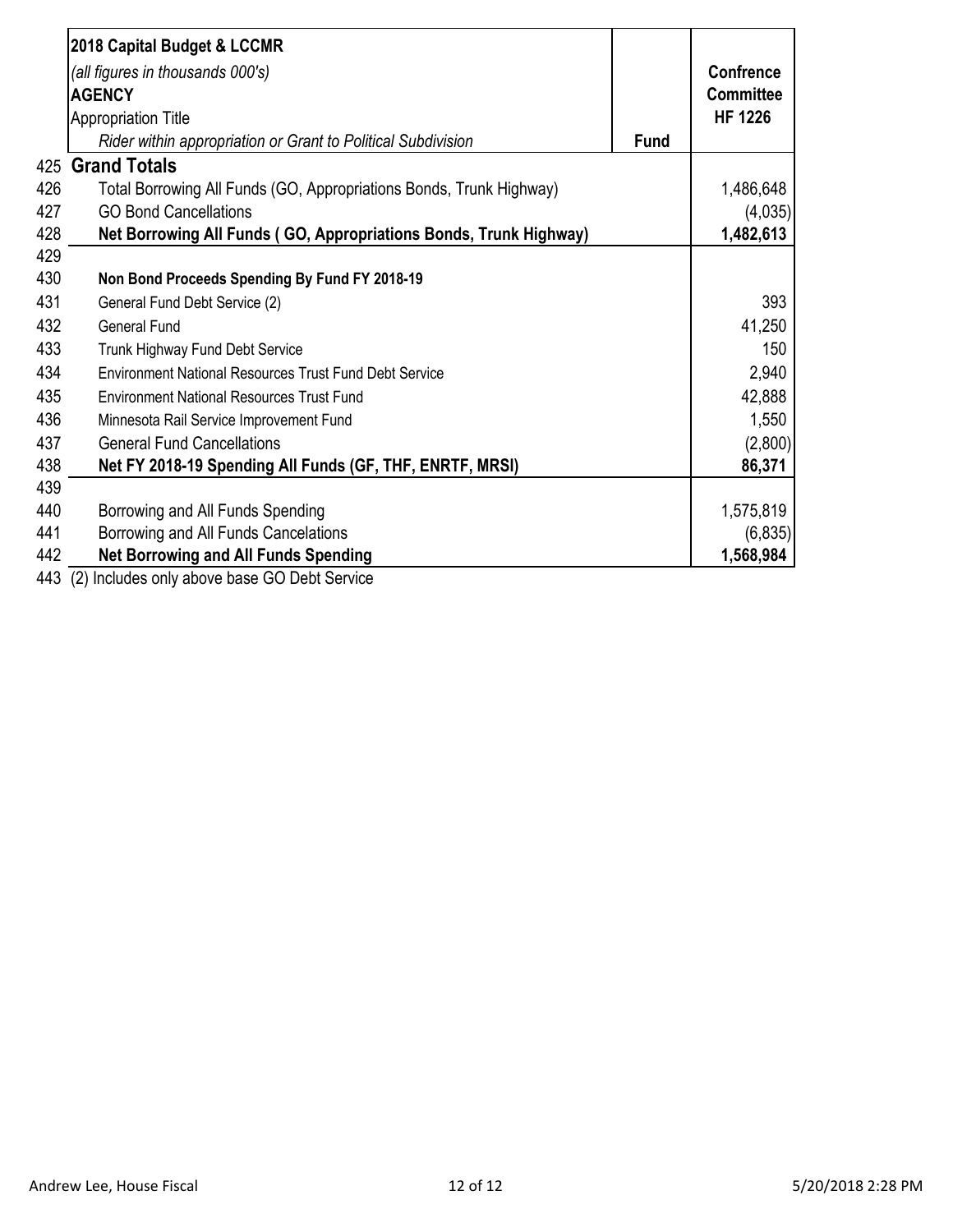| | 2018 Capital Budget & LCCMR<br>*(all figures in thousands 000's)*<br>**AGENCY**<br>Appropriation Title<br>*Rider within appropriation or Grant to Political Subdivision* | Fund | Confrence Committee HF 1226 |
|---|---|---|---|
| 425 | **Grand Totals** | | |
| 426 | Total Borrowing All Funds (GO, Appropriations Bonds, Trunk Highway) | | 1,486,648 |
| 427 | GO Bond Cancellations | | (4,035) |
| 428 | **Net Borrowing All Funds ( GO, Appropriations Bonds, Trunk Highway)** | | **1,482,613** |
| 429 | | | |
| 430 | **Non Bond Proceeds Spending By Fund FY 2018-19** | | |
| 431 | General Fund Debt Service (2) | | 393 |
| 432 | General Fund | | 41,250 |
| 433 | Trunk Highway Fund Debt Service | | 150 |
| 434 | Environment National Resources Trust Fund Debt Service | | 2,940 |
| 435 | Environment National Resources Trust Fund | | 42,888 |
| 436 | Minnesota Rail Service Improvement Fund | | 1,550 |
| 437 | General Fund Cancellations | | (2,800) |
| 438 | **Net FY 2018-19 Spending All Funds (GF, THF, ENRTF, MRSI)** | | **86,371** |
| 439 | | | |
| 440 | Borrowing and All Funds Spending | | 1,575,819 |
| 441 | Borrowing and All Funds Cancelations | | (6,835) |
| 442 | **Net Borrowing and All Funds Spending** | | **1,568,984** |
| 443 | (2) Includes only above base GO Debt Service | | |